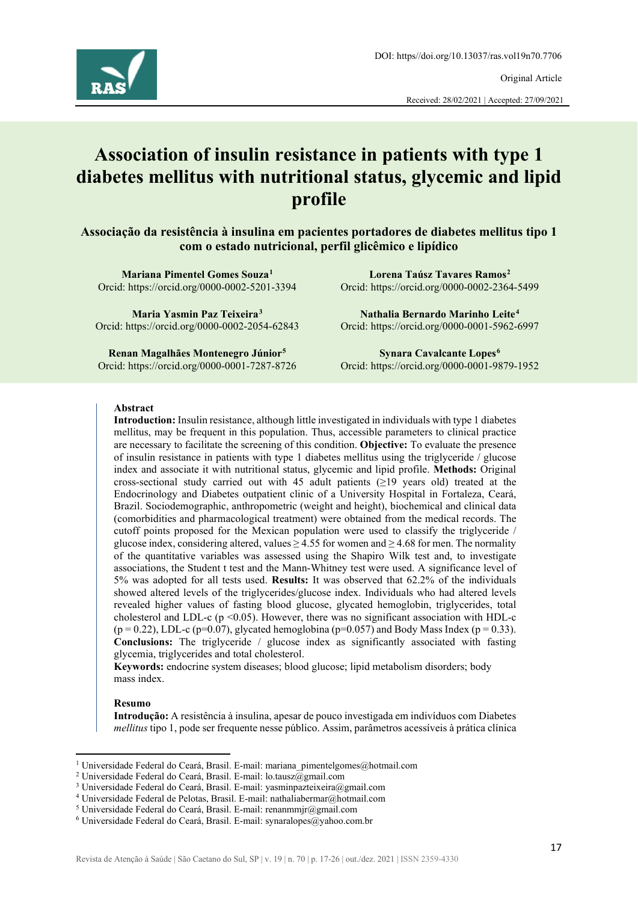DOI: https//doi.org/10.13037/ras.vol19n70.7706

Original Article

Received: 28/02/2021 | Accepted: 27/09/2021

# Association of insulin resistance in patients with type 1 diabetes mellitus with nutritional status, glycemic and lipid profile

## Associação da resistência à insulina em pacientes portadores de diabetes mellitus tipo 1 com o estado nutricional, perfil glicêmico e lipídico

**Mariana Pimentel Gomes Souza**[1]
Orcid: https://orcid.org/0000-0002-5201-3394

**Lorena Taúsz Tavares Ramos**[2]
Orcid: https://orcid.org/0000-0002-2364-5499

**Maria Yasmin Paz Teixeira**[3]
Orcid: https://orcid.org/0000-0002-2054-62843

**Nathalia Bernardo Marinho Leite**[4]
Orcid: https://orcid.org/0000-0001-5962-6997

**Renan Magalhães Montenegro Júnior**[5]
Orcid: https://orcid.org/0000-0001-7287-8726

**Synara Cavalcante Lopes**[6]
Orcid: https://orcid.org/0000-0001-9879-1952

### Abstract

**Introduction:** Insulin resistance, although little investigated in individuals with type 1 diabetes mellitus, may be frequent in this population. Thus, accessible parameters to clinical practice are necessary to facilitate the screening of this condition. **Objective:** To evaluate the presence of insulin resistance in patients with type 1 diabetes mellitus using the triglyceride / glucose index and associate it with nutritional status, glycemic and lipid profile. **Methods:** Original cross-sectional study carried out with 45 adult patients (≥19 years old) treated at the Endocrinology and Diabetes outpatient clinic of a University Hospital in Fortaleza, Ceará, Brazil. Sociodemographic, anthropometric (weight and height), biochemical and clinical data (comorbidities and pharmacological treatment) were obtained from the medical records. The cutoff points proposed for the Mexican population were used to classify the triglyceride / glucose index, considering altered, values ≥ 4.55 for women and ≥ 4.68 for men. The normality of the quantitative variables was assessed using the Shapiro Wilk test and, to investigate associations, the Student t test and the Mann-Whitney test were used. A significance level of 5% was adopted for all tests used. **Results:** It was observed that 62.2% of the individuals showed altered levels of the triglycerides/glucose index. Individuals who had altered levels revealed higher values of fasting blood glucose, glycated hemoglobin, triglycerides, total cholesterol and LDL-c ($p < 0.05$). However, there was no significant association with HDL-c ($p = 0.22$), LDL-c ($p=0.07$), glycated hemoglobina ($p=0.057$) and Body Mass Index ($p = 0.33$). **Conclusions:** The triglyceride / glucose index as significantly associated with fasting glycemia, triglycerides and total cholesterol.

**Keywords:** endocrine system diseases; blood glucose; lipid metabolism disorders; body mass index.

### Resumo

**Introdução:** A resistência à insulina, apesar de pouco investigada em indivíduos com Diabetes *mellitus* tipo 1, pode ser frequente nesse público. Assim, parâmetros acessíveis à prática clínica

[1] Universidade Federal do Ceará, Brasil. E-mail: mariana_pimentelgomes@hotmail.com
[2] Universidade Federal do Ceará, Brasil. E-mail: lo.tausz@gmail.com
[3] Universidade Federal do Ceará, Brasil. E-mail: yasminpazteixeira@gmail.com
[4] Universidade Federal de Pelotas, Brasil. E-mail: nathaliabermar@hotmail.com
[5] Universidade Federal do Ceará, Brasil. E-mail: renanmmjr@gmail.com
[6] Universidade Federal do Ceará, Brasil. E-mail: synaralopes@yahoo.com.br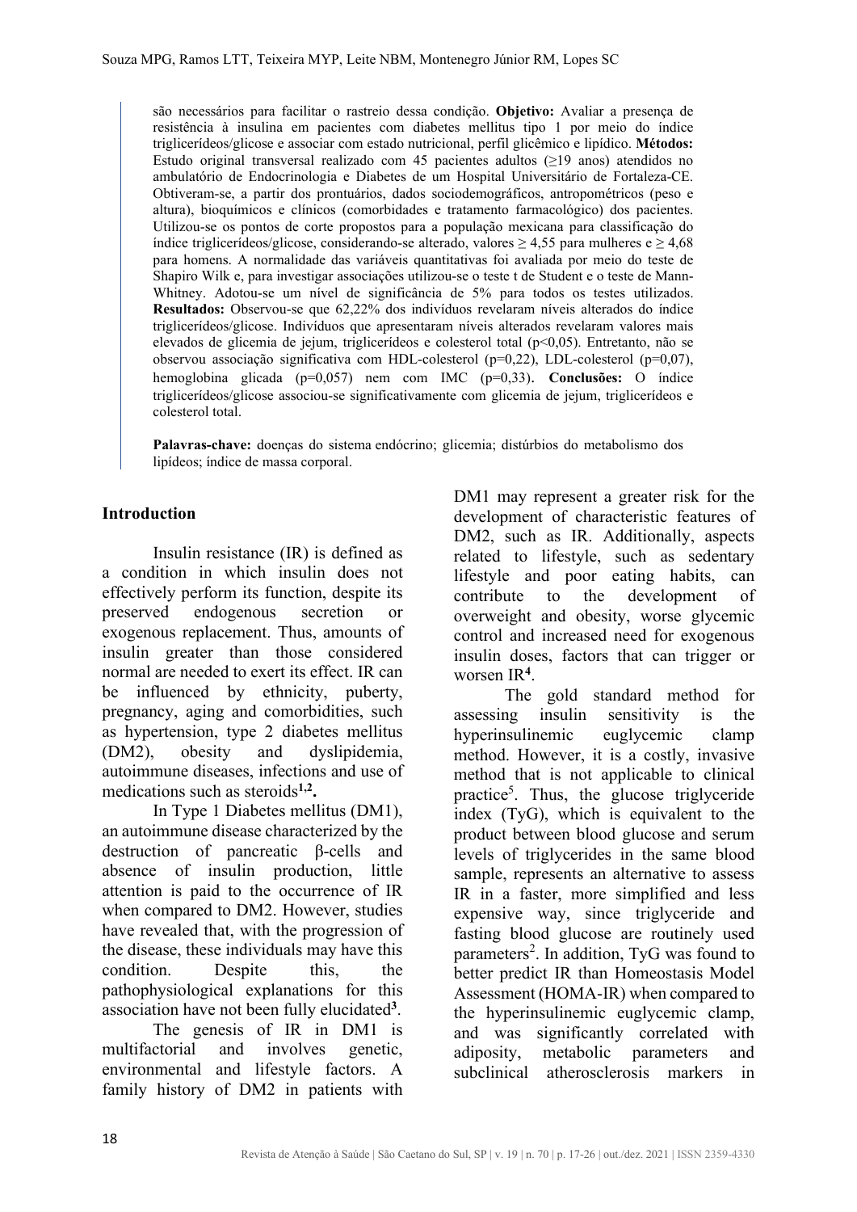são necessários para facilitar o rastreio dessa condição. **Objetivo:** Avaliar a presença de resistência à insulina em pacientes com diabetes mellitus tipo 1 por meio do índice triglicerídeos/glicose e associar com estado nutricional, perfil glicêmico e lipídico. **Métodos:** Estudo original transversal realizado com 45 pacientes adultos (≥19 anos) atendidos no ambulatório de Endocrinologia e Diabetes de um Hospital Universitário de Fortaleza-CE. Obtiveram-se, a partir dos prontuários, dados sociodemográficos, antropométricos (peso e altura), bioquímicos e clínicos (comorbidades e tratamento farmacológico) dos pacientes. Utilizou-se os pontos de corte propostos para a população mexicana para classificação do índice triglicerídeos/glicose, considerando-se alterado, valores ≥ 4,55 para mulheres e ≥ 4,68 para homens. A normalidade das variáveis quantitativas foi avaliada por meio do teste de Shapiro Wilk e, para investigar associações utilizou-se o teste t de Student e o teste de Mann-Whitney. Adotou-se um nível de significância de 5% para todos os testes utilizados. **Resultados:** Observou-se que 62,22% dos indivíduos revelaram níveis alterados do índice triglicerídeos/glicose. Indivíduos que apresentaram níveis alterados revelaram valores mais elevados de glicemia de jejum, triglicerídeos e colesterol total ($p<0,05$). Entretanto, não se observou associação significativa com HDL-colesterol ($p=0,22$), LDL-colesterol ($p=0,07$), hemoglobina glicada ($p=0,057$) nem com IMC ($p=0,33$). **Conclusões:** O índice triglicerídeos/glicose associou-se significativamente com glicemia de jejum, triglicerídeos e colesterol total.

**Palavras-chave:** doenças do sistema endócrino; glicemia; distúrbios do metabolismo dos lipídeos; índice de massa corporal.

## Introduction

Insulin resistance (IR) is defined as a condition in which insulin does not effectively perform its function, despite its preserved endogenous secretion or exogenous replacement. Thus, amounts of insulin greater than those considered normal are needed to exert its effect. IR can be influenced by ethnicity, puberty, pregnancy, aging and comorbidities, such as hypertension, type 2 diabetes mellitus (DM2), obesity and dyslipidemia, autoimmune diseases, infections and use of medications such as steroids[1,2].

In Type 1 Diabetes mellitus (DM1), an autoimmune disease characterized by the destruction of pancreatic β-cells and absence of insulin production, little attention is paid to the occurrence of IR when compared to DM2. However, studies have revealed that, with the progression of the disease, these individuals may have this condition. Despite this, the pathophysiological explanations for this association have not been fully elucidated[3].

The genesis of IR in DM1 is multifactorial and involves genetic, environmental and lifestyle factors. A family history of DM2 in patients with DM1 may represent a greater risk for the development of characteristic features of DM2, such as IR. Additionally, aspects related to lifestyle, such as sedentary lifestyle and poor eating habits, can contribute to the development of overweight and obesity, worse glycemic control and increased need for exogenous insulin doses, factors that can trigger or worsen IR[4].

The gold standard method for assessing insulin sensitivity is the hyperinsulinemic euglycemic clamp method. However, it is a costly, invasive method that is not applicable to clinical practice[5]. Thus, the glucose triglyceride index (TyG), which is equivalent to the product between blood glucose and serum levels of triglycerides in the same blood sample, represents an alternative to assess IR in a faster, more simplified and less expensive way, since triglyceride and fasting blood glucose are routinely used parameters[2]. In addition, TyG was found to better predict IR than Homeostasis Model Assessment (HOMA-IR) when compared to the hyperinsulinemic euglycemic clamp, and was significantly correlated with adiposity, metabolic parameters and subclinical atherosclerosis markers in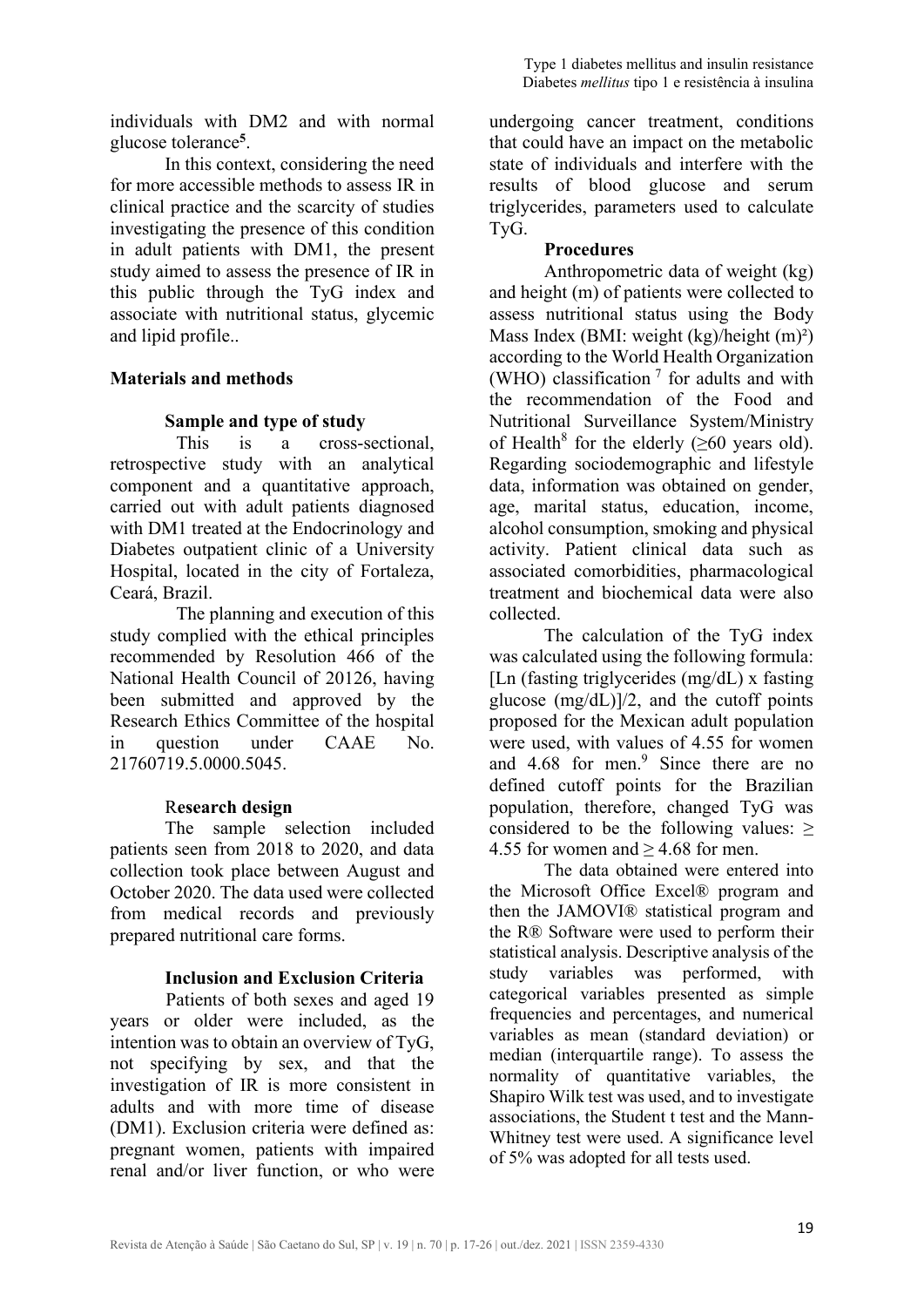individuals with DM2 and with normal glucose tolerance[5].

In this context, considering the need for more accessible methods to assess IR in clinical practice and the scarcity of studies investigating the presence of this condition in adult patients with DM1, the present study aimed to assess the presence of IR in this public through the TyG index and associate with nutritional status, glycemic and lipid profile..

## Materials and methods

### Sample and type of study

This is a cross-sectional, retrospective study with an analytical component and a quantitative approach, carried out with adult patients diagnosed with DM1 treated at the Endocrinology and Diabetes outpatient clinic of a University Hospital, located in the city of Fortaleza, Ceará, Brazil.

The planning and execution of this study complied with the ethical principles recommended by Resolution 466 of the National Health Council of 20126, having been submitted and approved by the Research Ethics Committee of the hospital in question under CAAE No. 21760719.5.0000.5045.

### Research design

The sample selection included patients seen from 2018 to 2020, and data collection took place between August and October 2020. The data used were collected from medical records and previously prepared nutritional care forms.

### Inclusion and Exclusion Criteria

Patients of both sexes and aged 19 years or older were included, as the intention was to obtain an overview of TyG, not specifying by sex, and that the investigation of IR is more consistent in adults and with more time of disease (DM1). Exclusion criteria were defined as: pregnant women, patients with impaired renal and/or liver function, or who were undergoing cancer treatment, conditions that could have an impact on the metabolic state of individuals and interfere with the results of blood glucose and serum triglycerides, parameters used to calculate TyG.

### Procedures

Anthropometric data of weight (kg) and height (m) of patients were collected to assess nutritional status using the Body Mass Index (BMI: weight (kg)/height (m)²) according to the World Health Organization (WHO) classification [7] for adults and with the recommendation of the Food and Nutritional Surveillance System/Ministry of Health[8] for the elderly (≥60 years old). Regarding sociodemographic and lifestyle data, information was obtained on gender, age, marital status, education, income, alcohol consumption, smoking and physical activity. Patient clinical data such as associated comorbidities, pharmacological treatment and biochemical data were also collected.

The calculation of the TyG index was calculated using the following formula: [Ln (fasting triglycerides (mg/dL) x fasting glucose (mg/dL)]/2, and the cutoff points proposed for the Mexican adult population were used, with values of 4.55 for women and 4.68 for men.[9] Since there are no defined cutoff points for the Brazilian population, therefore, changed TyG was considered to be the following values: ≥ 4.55 for women and ≥ 4.68 for men.

The data obtained were entered into the Microsoft Office Excel® program and then the JAMOVI® statistical program and the R® Software were used to perform their statistical analysis. Descriptive analysis of the study variables was performed, with categorical variables presented as simple frequencies and percentages, and numerical variables as mean (standard deviation) or median (interquartile range). To assess the normality of quantitative variables, the Shapiro Wilk test was used, and to investigate associations, the Student t test and the Mann-Whitney test were used. A significance level of 5% was adopted for all tests used.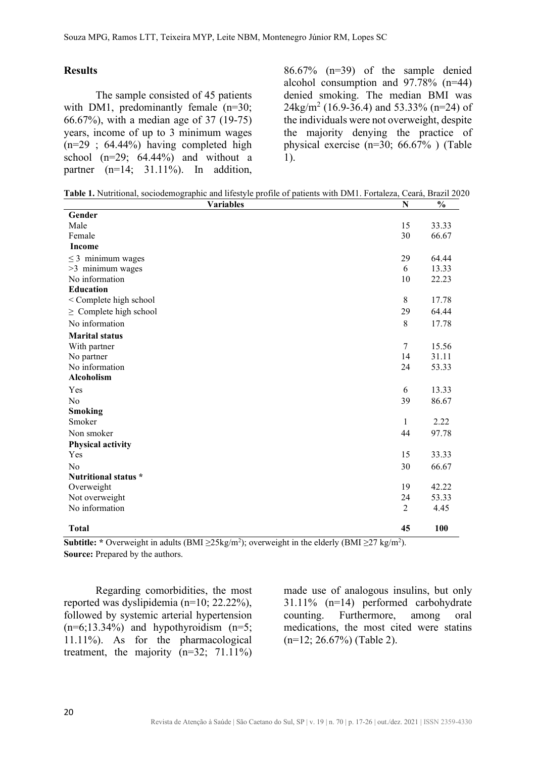## Results

The sample consisted of 45 patients with DM1, predominantly female (n=30; 66.67%), with a median age of 37 (19-75) years, income of up to 3 minimum wages (n=29 ; 64.44%) having completed high school (n=29; 64.44%) and without a partner (n=14; 31.11%). In addition, 86.67% (n=39) of the sample denied alcohol consumption and 97.78% (n=44) denied smoking. The median BMI was 24kg/m$^2$ (16.9-36.4) and 53.33% (n=24) of the individuals were not overweight, despite the majority denying the practice of physical exercise (n=30; 66.67% ) (Table 1).

**Table 1.** Nutritional, sociodemographic and lifestyle profile of patients with DM1. Fortaleza, Ceará, Brazil 2020

| Variables | N | % |
|---|---|---|
| **Gender** | | |
| Male | 15 | 33.33 |
| Female | 30 | 66.67 |
| **Income** | | |
| ≤ 3 minimum wages | 29 | 64.44 |
| >3 minimum wages | 6 | 13.33 |
| No information | 10 | 22.23 |
| **Education** | | |
| < Complete high school | 8 | 17.78 |
| ≥ Complete high school | 29 | 64.44 |
| No information | 8 | 17.78 |
| **Marital status** | | |
| With partner | 7 | 15.56 |
| No partner | 14 | 31.11 |
| No information | 24 | 53.33 |
| **Alcoholism** | | |
| Yes | 6 | 13.33 |
| No | 39 | 86.67 |
| **Smoking** | | |
| Smoker | 1 | 2.22 |
| Non smoker | 44 | 97.78 |
| **Physical activity** | | |
| Yes | 15 | 33.33 |
| No | 30 | 66.67 |
| **Nutritional status *** | | |
| Overweight | 19 | 42.22 |
| Not overweight | 24 | 53.33 |
| No information | 2 | 4.45 |
| **Total** | **45** | **100** |

**Subtitle:** * Overweight in adults (BMI ≥25kg/m$^2$); overweight in the elderly (BMI ≥27 kg/m$^2$).
**Source:** Prepared by the authors.

Regarding comorbidities, the most reported was dyslipidemia (n=10; 22.22%), followed by systemic arterial hypertension (n=6;13.34%) and hypothyroidism (n=5; 11.11%). As for the pharmacological treatment, the majority (n=32; 71.11%) made use of analogous insulins, but only 31.11% (n=14) performed carbohydrate counting. Furthermore, among oral medications, the most cited were statins (n=12; 26.67%) (Table 2).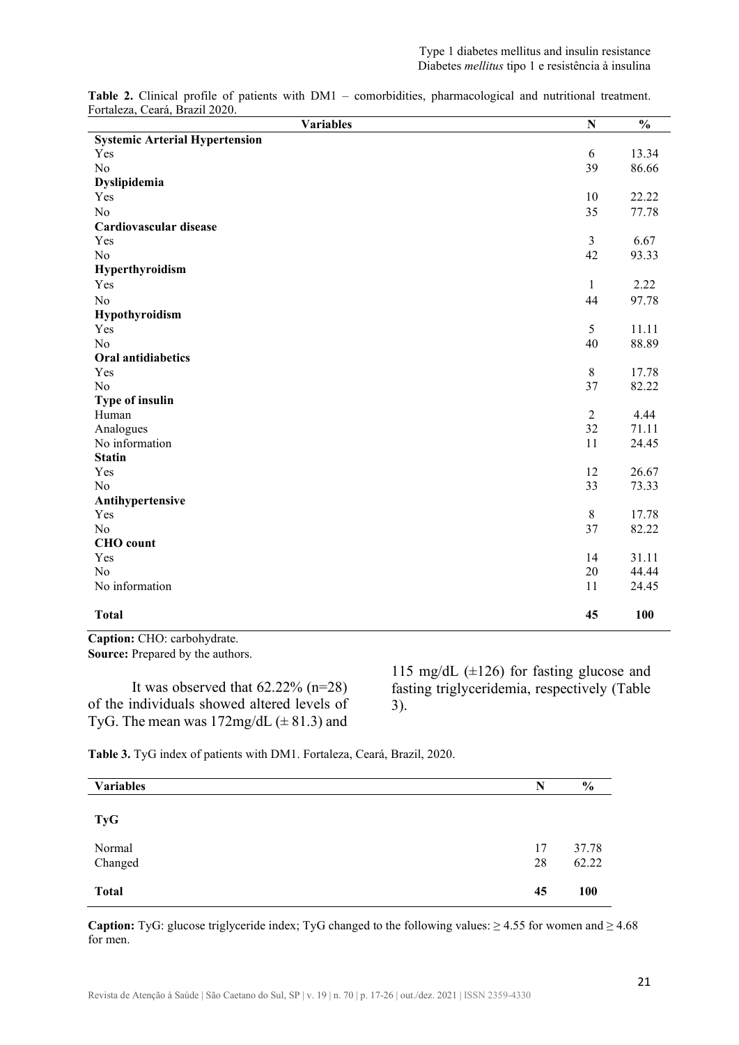**Table 2.** Clinical profile of patients with DM1 – comorbidities, pharmacological and nutritional treatment. Fortaleza, Ceará, Brazil 2020.

| Variables | N | % |
|---|---|---|
| **Systemic Arterial Hypertension** | | |
| Yes | 6 | 13.34 |
| No | 39 | 86.66 |
| **Dyslipidemia** | | |
| Yes | 10 | 22.22 |
| No | 35 | 77.78 |
| **Cardiovascular disease** | | |
| Yes | 3 | 6.67 |
| No | 42 | 93.33 |
| **Hyperthyroidism** | | |
| Yes | 1 | 2.22 |
| No | 44 | 97.78 |
| **Hypothyroidism** | | |
| Yes | 5 | 11.11 |
| No | 40 | 88.89 |
| **Oral antidiabetics** | | |
| Yes | 8 | 17.78 |
| No | 37 | 82.22 |
| **Type of insulin** | | |
| Human | 2 | 4.44 |
| Analogues | 32 | 71.11 |
| No information | 11 | 24.45 |
| **Statin** | | |
| Yes | 12 | 26.67 |
| No | 33 | 73.33 |
| **Antihypertensive** | | |
| Yes | 8 | 17.78 |
| No | 37 | 82.22 |
| **CHO count** | | |
| Yes | 14 | 31.11 |
| No | 20 | 44.44 |
| No information | 11 | 24.45 |
| **Total** | **45** | **100** |

**Caption:** CHO: carbohydrate.
**Source:** Prepared by the authors.

It was observed that 62.22% (n=28) of the individuals showed altered levels of TyG. The mean was 172mg/dL (± 81.3) and 115 mg/dL (±126) for fasting glucose and fasting triglyceridemia, respectively (Table 3).

**Table 3.** TyG index of patients with DM1. Fortaleza, Ceará, Brazil, 2020.

| Variables | N | % |
|---|---|---|
| **TyG** | | |
| Normal | 17 | 37.78 |
| Changed | 28 | 62.22 |
| **Total** | **45** | **100** |

**Caption:** TyG: glucose triglyceride index; TyG changed to the following values: ≥ 4.55 for women and ≥ 4.68 for men.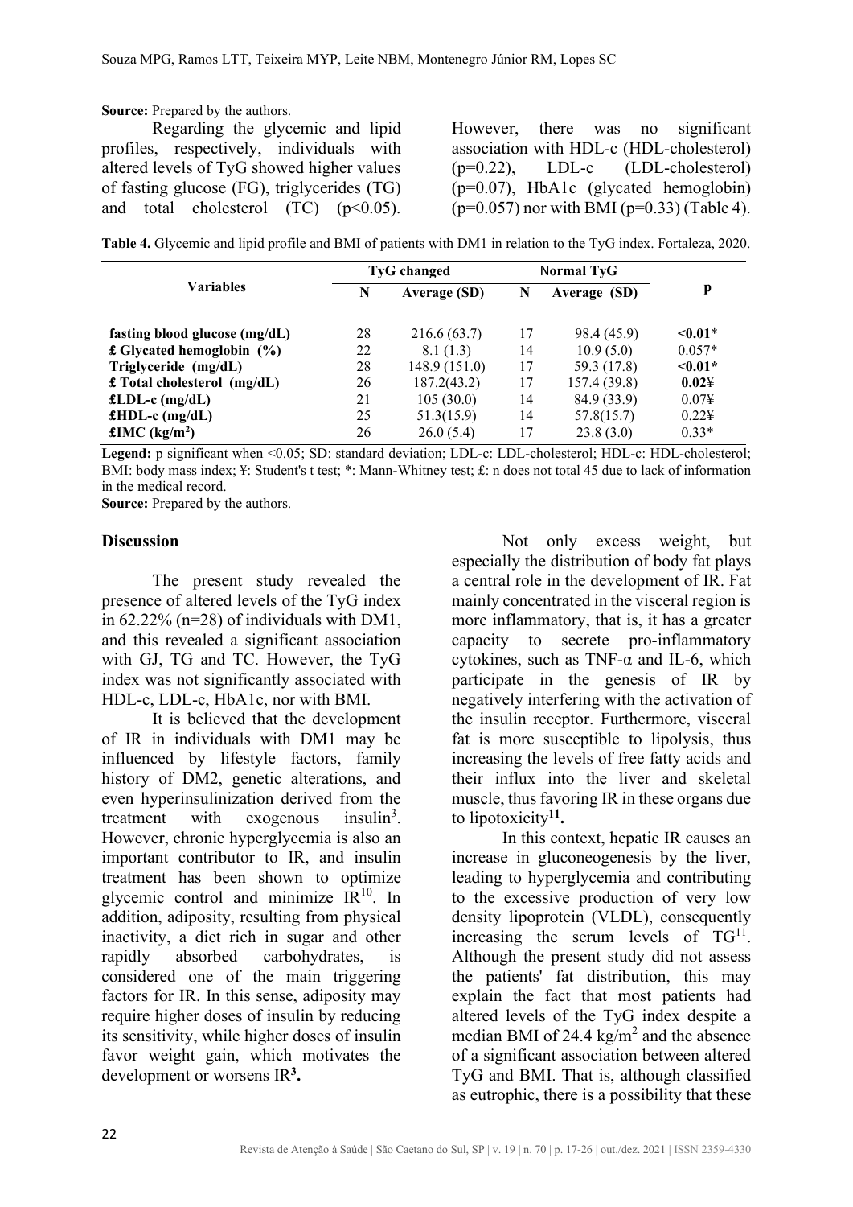**Source:** Prepared by the authors.

Regarding the glycemic and lipid profiles, respectively, individuals with altered levels of TyG showed higher values of fasting glucose (FG), triglycerides (TG) and total cholesterol (TC) ($p<0.05$). However, there was no significant association with HDL-c (HDL-cholesterol) ($p=0.22$), LDL-c (LDL-cholesterol) ($p=0.07$), HbA1c (glycated hemoglobin) ($p=0.057$) nor with BMI ($p=0.33$) (Table 4).

**Table 4.** Glycemic and lipid profile and BMI of patients with DM1 in relation to the TyG index. Fortaleza, 2020.

| Variables | TyG changed | | Normal TyG | | p |
|---|---|---|---|---|---|
| | N | Average (SD) | N | Average (SD) | |
| **fasting blood glucose (mg/dL)** | 28 | 216.6 (63.7) | 17 | 98.4 (45.9) | **<0.01*** |
| **£ Glycated hemoglobin (%)** | 22 | 8.1 (1.3) | 14 | 10.9 (5.0) | 0.057* |
| **Triglyceride (mg/dL)** | 28 | 148.9 (151.0) | 17 | 59.3 (17.8) | **<0.01*** |
| **£ Total cholesterol (mg/dL)** | 26 | 187.2(43.2) | 17 | 157.4 (39.8) | **0.02¥** |
| **£LDL-c (mg/dL)** | 21 | 105 (30.0) | 14 | 84.9 (33.9) | 0.07¥ |
| **£HDL-c (mg/dL)** | 25 | 51.3(15.9) | 14 | 57.8(15.7) | 0.22¥ |
| **£IMC (kg/m²)** | 26 | 26.0 (5.4) | 17 | 23.8 (3.0) | 0.33* |

**Legend:** p significant when <0.05; SD: standard deviation; LDL-c: LDL-cholesterol; HDL-c: HDL-cholesterol; BMI: body mass index; ¥: Student's t test; *: Mann-Whitney test; £: n does not total 45 due to lack of information in the medical record.

**Source:** Prepared by the authors.

## Discussion

The present study revealed the presence of altered levels of the TyG index in 62.22% (n=28) of individuals with DM1, and this revealed a significant association with GJ, TG and TC. However, the TyG index was not significantly associated with HDL-c, LDL-c, HbA1c, nor with BMI.

It is believed that the development of IR in individuals with DM1 may be influenced by lifestyle factors, family history of DM2, genetic alterations, and even hyperinsulinization derived from the treatment with exogenous insulin[3]. However, chronic hyperglycemia is also an important contributor to IR, and insulin treatment has been shown to optimize glycemic control and minimize IR[10]. In addition, adiposity, resulting from physical inactivity, a diet rich in sugar and other rapidly absorbed carbohydrates, is considered one of the main triggering factors for IR. In this sense, adiposity may require higher doses of insulin by reducing its sensitivity, while higher doses of insulin favor weight gain, which motivates the development or worsens IR[3].

Not only excess weight, but especially the distribution of body fat plays a central role in the development of IR. Fat mainly concentrated in the visceral region is more inflammatory, that is, it has a greater capacity to secrete pro-inflammatory cytokines, such as TNF-α and IL-6, which participate in the genesis of IR by negatively interfering with the activation of the insulin receptor. Furthermore, visceral fat is more susceptible to lipolysis, thus increasing the levels of free fatty acids and their influx into the liver and skeletal muscle, thus favoring IR in these organs due to lipotoxicity[11].

In this context, hepatic IR causes an increase in gluconeogenesis by the liver, leading to hyperglycemia and contributing to the excessive production of very low density lipoprotein (VLDL), consequently increasing the serum levels of TG[11]. Although the present study did not assess the patients' fat distribution, this may explain the fact that most patients had altered levels of the TyG index despite a median BMI of 24.4 kg/m² and the absence of a significant association between altered TyG and BMI. That is, although classified as eutrophic, there is a possibility that these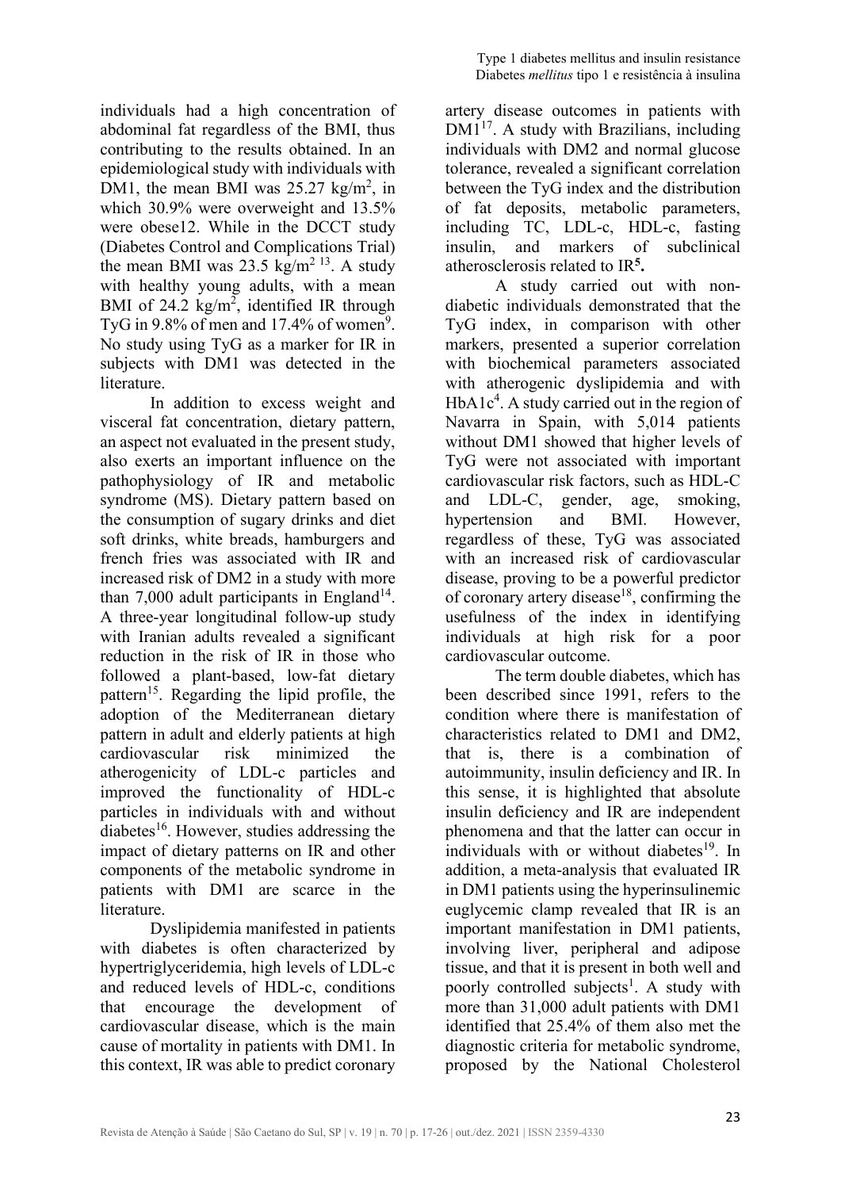individuals had a high concentration of abdominal fat regardless of the BMI, thus contributing to the results obtained. In an epidemiological study with individuals with DM1, the mean BMI was 25.27 kg/m$^2$, in which 30.9% were overweight and 13.5% were obese12. While in the DCCT study (Diabetes Control and Complications Trial) the mean BMI was 23.5 kg/m$^2$ [13]. A study with healthy young adults, with a mean BMI of 24.2 kg/m$^2$, identified IR through TyG in 9.8% of men and 17.4% of women[9]. No study using TyG as a marker for IR in subjects with DM1 was detected in the literature.

In addition to excess weight and visceral fat concentration, dietary pattern, an aspect not evaluated in the present study, also exerts an important influence on the pathophysiology of IR and metabolic syndrome (MS). Dietary pattern based on the consumption of sugary drinks and diet soft drinks, white breads, hamburgers and french fries was associated with IR and increased risk of DM2 in a study with more than 7,000 adult participants in England[14]. A three-year longitudinal follow-up study with Iranian adults revealed a significant reduction in the risk of IR in those who followed a plant-based, low-fat dietary pattern[15]. Regarding the lipid profile, the adoption of the Mediterranean dietary pattern in adult and elderly patients at high cardiovascular risk minimized the atherogenicity of LDL-c particles and improved the functionality of HDL-c particles in individuals with and without diabetes[16]. However, studies addressing the impact of dietary patterns on IR and other components of the metabolic syndrome in patients with DM1 are scarce in the literature.

Dyslipidemia manifested in patients with diabetes is often characterized by hypertriglyceridemia, high levels of LDL-c and reduced levels of HDL-c, conditions that encourage the development of cardiovascular disease, which is the main cause of mortality in patients with DM1. In this context, IR was able to predict coronary artery disease outcomes in patients with DM1[17]. A study with Brazilians, including individuals with DM2 and normal glucose tolerance, revealed a significant correlation between the TyG index and the distribution of fat deposits, metabolic parameters, including TC, LDL-c, HDL-c, fasting insulin, and markers of subclinical atherosclerosis related to IR[5].

A study carried out with non-diabetic individuals demonstrated that the TyG index, in comparison with other markers, presented a superior correlation with biochemical parameters associated with atherogenic dyslipidemia and with HbA1c[4]. A study carried out in the region of Navarra in Spain, with 5,014 patients without DM1 showed that higher levels of TyG were not associated with important cardiovascular risk factors, such as HDL-C and LDL-C, gender, age, smoking, hypertension and BMI. However, regardless of these, TyG was associated with an increased risk of cardiovascular disease, proving to be a powerful predictor of coronary artery disease[18], confirming the usefulness of the index in identifying individuals at high risk for a poor cardiovascular outcome.

The term double diabetes, which has been described since 1991, refers to the condition where there is manifestation of characteristics related to DM1 and DM2, that is, there is a combination of autoimmunity, insulin deficiency and IR. In this sense, it is highlighted that absolute insulin deficiency and IR are independent phenomena and that the latter can occur in individuals with or without diabetes[19]. In addition, a meta-analysis that evaluated IR in DM1 patients using the hyperinsulinemic euglycemic clamp revealed that IR is an important manifestation in DM1 patients, involving liver, peripheral and adipose tissue, and that it is present in both well and poorly controlled subjects[1]. A study with more than 31,000 adult patients with DM1 identified that 25.4% of them also met the diagnostic criteria for metabolic syndrome, proposed by the National Cholesterol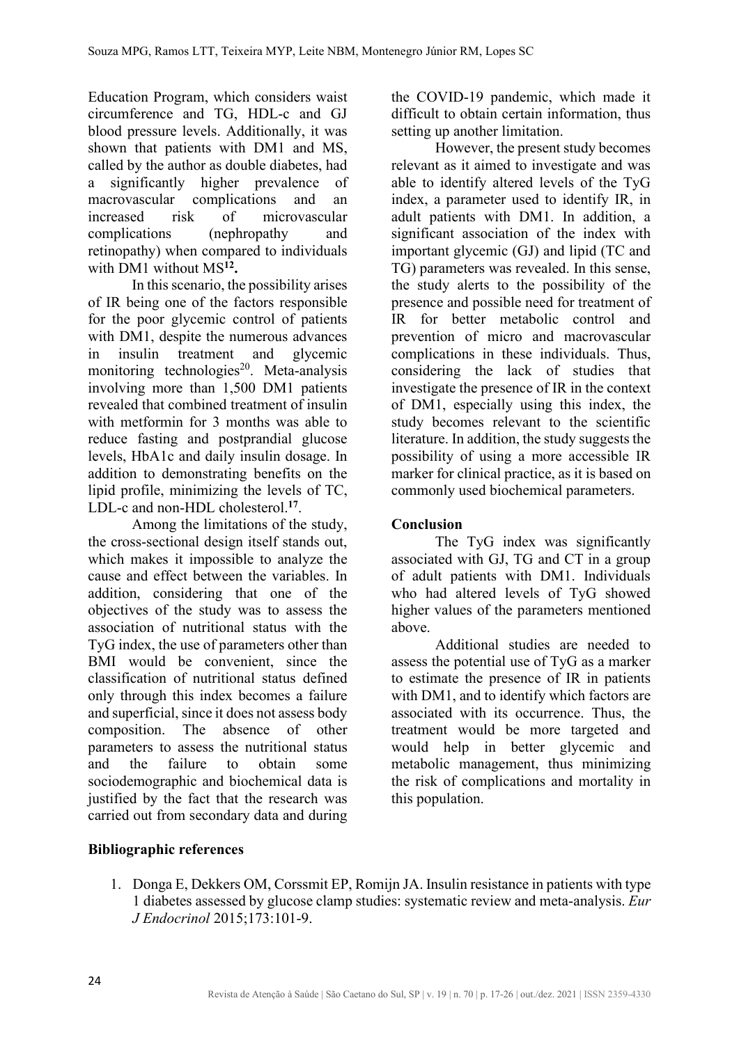Education Program, which considers waist circumference and TG, HDL-c and GJ blood pressure levels. Additionally, it was shown that patients with DM1 and MS, called by the author as double diabetes, had a significantly higher prevalence of macrovascular complications and an increased risk of microvascular complications (nephropathy and retinopathy) when compared to individuals with DM1 without MS[12].

In this scenario, the possibility arises of IR being one of the factors responsible for the poor glycemic control of patients with DM1, despite the numerous advances in insulin treatment and glycemic monitoring technologies[20]. Meta-analysis involving more than 1,500 DM1 patients revealed that combined treatment of insulin with metformin for 3 months was able to reduce fasting and postprandial glucose levels, HbA1c and daily insulin dosage. In addition to demonstrating benefits on the lipid profile, minimizing the levels of TC, LDL-c and non-HDL cholesterol.[17].

Among the limitations of the study, the cross-sectional design itself stands out, which makes it impossible to analyze the cause and effect between the variables. In addition, considering that one of the objectives of the study was to assess the association of nutritional status with the TyG index, the use of parameters other than BMI would be convenient, since the classification of nutritional status defined only through this index becomes a failure and superficial, since it does not assess body composition. The absence of other parameters to assess the nutritional status and the failure to obtain some sociodemographic and biochemical data is justified by the fact that the research was carried out from secondary data and during the COVID-19 pandemic, which made it difficult to obtain certain information, thus setting up another limitation.

However, the present study becomes relevant as it aimed to investigate and was able to identify altered levels of the TyG index, a parameter used to identify IR, in adult patients with DM1. In addition, a significant association of the index with important glycemic (GJ) and lipid (TC and TG) parameters was revealed. In this sense, the study alerts to the possibility of the presence and possible need for treatment of IR for better metabolic control and prevention of micro and macrovascular complications in these individuals. Thus, considering the lack of studies that investigate the presence of IR in the context of DM1, especially using this index, the study becomes relevant to the scientific literature. In addition, the study suggests the possibility of using a more accessible IR marker for clinical practice, as it is based on commonly used biochemical parameters.

## Conclusion

The TyG index was significantly associated with GJ, TG and CT in a group of adult patients with DM1. Individuals who had altered levels of TyG showed higher values of the parameters mentioned above.

Additional studies are needed to assess the potential use of TyG as a marker to estimate the presence of IR in patients with DM1, and to identify which factors are associated with its occurrence. Thus, the treatment would be more targeted and would help in better glycemic and metabolic management, thus minimizing the risk of complications and mortality in this population.

## Bibliographic references

1. Donga E, Dekkers OM, Corssmit EP, Romijn JA. Insulin resistance in patients with type 1 diabetes assessed by glucose clamp studies: systematic review and meta-analysis. *Eur J Endocrinol* 2015;173:101-9.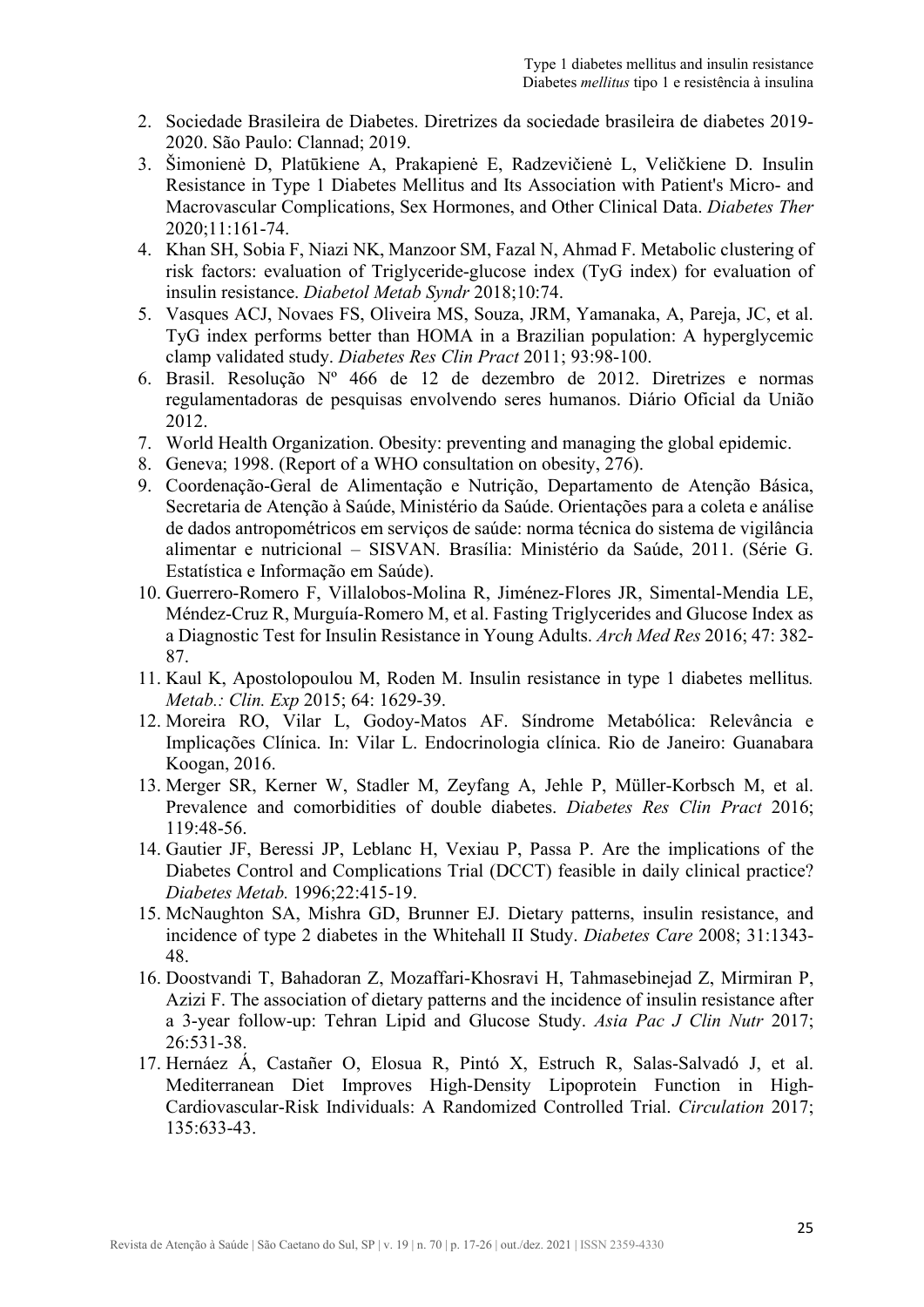2. Sociedade Brasileira de Diabetes. Diretrizes da sociedade brasileira de diabetes 2019-2020. São Paulo: Clannad; 2019.
3. Šimonienė D, Platūkiene A, Prakapienė E, Radzevičienė L, Veličkiene D. Insulin Resistance in Type 1 Diabetes Mellitus and Its Association with Patient's Micro- and Macrovascular Complications, Sex Hormones, and Other Clinical Data. *Diabetes Ther* 2020;11:161-74.
4. Khan SH, Sobia F, Niazi NK, Manzoor SM, Fazal N, Ahmad F. Metabolic clustering of risk factors: evaluation of Triglyceride-glucose index (TyG index) for evaluation of insulin resistance. *Diabetol Metab Syndr* 2018;10:74.
5. Vasques ACJ, Novaes FS, Oliveira MS, Souza, JRM, Yamanaka, A, Pareja, JC, et al. TyG index performs better than HOMA in a Brazilian population: A hyperglycemic clamp validated study. *Diabetes Res Clin Pract* 2011; 93:98-100.
6. Brasil. Resolução Nº 466 de 12 de dezembro de 2012. Diretrizes e normas regulamentadoras de pesquisas envolvendo seres humanos. Diário Oficial da União 2012.
7. World Health Organization. Obesity: preventing and managing the global epidemic.
8. Geneva; 1998. (Report of a WHO consultation on obesity, 276).
9. Coordenação-Geral de Alimentação e Nutrição, Departamento de Atenção Básica, Secretaria de Atenção à Saúde, Ministério da Saúde. Orientações para a coleta e análise de dados antropométricos em serviços de saúde: norma técnica do sistema de vigilância alimentar e nutricional – SISVAN. Brasília: Ministério da Saúde, 2011. (Série G. Estatística e Informação em Saúde).
10. Guerrero-Romero F, Villalobos-Molina R, Jiménez-Flores JR, Simental-Mendia LE, Méndez-Cruz R, Murguía-Romero M, et al. Fasting Triglycerides and Glucose Index as a Diagnostic Test for Insulin Resistance in Young Adults. *Arch Med Res* 2016; 47: 382-87.
11. Kaul K, Apostolopoulou M, Roden M. Insulin resistance in type 1 diabetes mellitus*. Metab.: Clin. Exp* 2015; 64: 1629-39.
12. Moreira RO, Vilar L, Godoy-Matos AF. Síndrome Metabólica: Relevância e Implicações Clínica. In: Vilar L. Endocrinologia clínica. Rio de Janeiro: Guanabara Koogan, 2016.
13. Merger SR, Kerner W, Stadler M, Zeyfang A, Jehle P, Müller-Korbsch M, et al. Prevalence and comorbidities of double diabetes. *Diabetes Res Clin Pract* 2016; 119:48-56.
14. Gautier JF, Beressi JP, Leblanc H, Vexiau P, Passa P. Are the implications of the Diabetes Control and Complications Trial (DCCT) feasible in daily clinical practice? *Diabetes Metab.* 1996;22:415-19.
15. McNaughton SA, Mishra GD, Brunner EJ. Dietary patterns, insulin resistance, and incidence of type 2 diabetes in the Whitehall II Study. *Diabetes Care* 2008; 31:1343-48.
16. Doostvandi T, Bahadoran Z, Mozaffari-Khosravi H, Tahmasebinejad Z, Mirmiran P, Azizi F. The association of dietary patterns and the incidence of insulin resistance after a 3-year follow-up: Tehran Lipid and Glucose Study. *Asia Pac J Clin Nutr* 2017; 26:531-38.
17. Hernáez Á, Castañer O, Elosua R, Pintó X, Estruch R, Salas-Salvadó J, et al. Mediterranean Diet Improves High-Density Lipoprotein Function in High-Cardiovascular-Risk Individuals: A Randomized Controlled Trial. *Circulation* 2017; 135:633-43.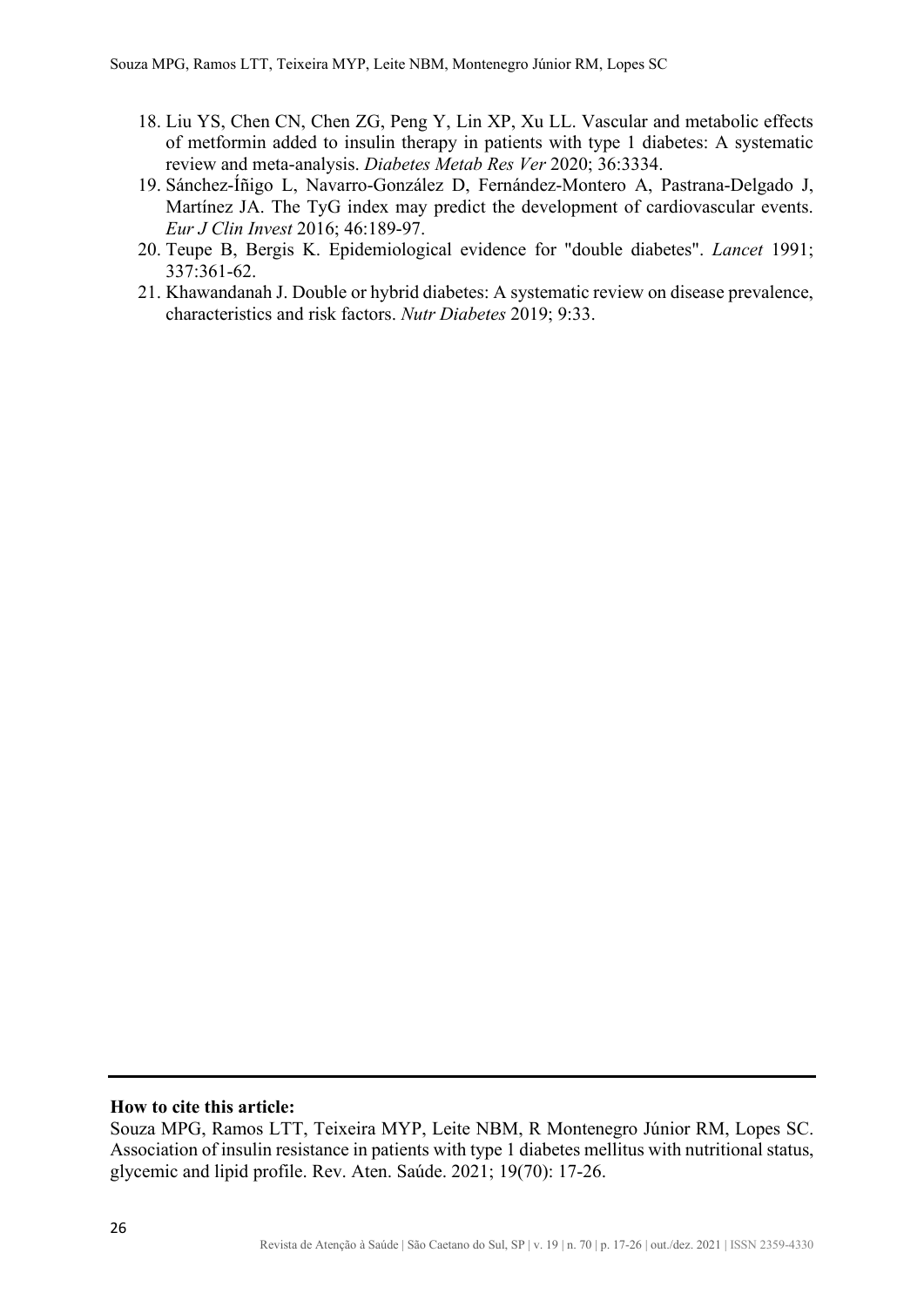18. Liu YS, Chen CN, Chen ZG, Peng Y, Lin XP, Xu LL. Vascular and metabolic effects of metformin added to insulin therapy in patients with type 1 diabetes: A systematic review and meta-analysis. *Diabetes Metab Res Ver* 2020; 36:3334.
19. Sánchez-Íñigo L, Navarro-González D, Fernández-Montero A, Pastrana-Delgado J, Martínez JA. The TyG index may predict the development of cardiovascular events. *Eur J Clin Invest* 2016; 46:189-97.
20. Teupe B, Bergis K. Epidemiological evidence for "double diabetes". *Lancet* 1991; 337:361-62.
21. Khawandanah J. Double or hybrid diabetes: A systematic review on disease prevalence, characteristics and risk factors. *Nutr Diabetes* 2019; 9:33.

---

**How to cite this article:**

Souza MPG, Ramos LTT, Teixeira MYP, Leite NBM, R Montenegro Júnior RM, Lopes SC. Association of insulin resistance in patients with type 1 diabetes mellitus with nutritional status, glycemic and lipid profile. Rev. Aten. Saúde. 2021; 19(70): 17-26.